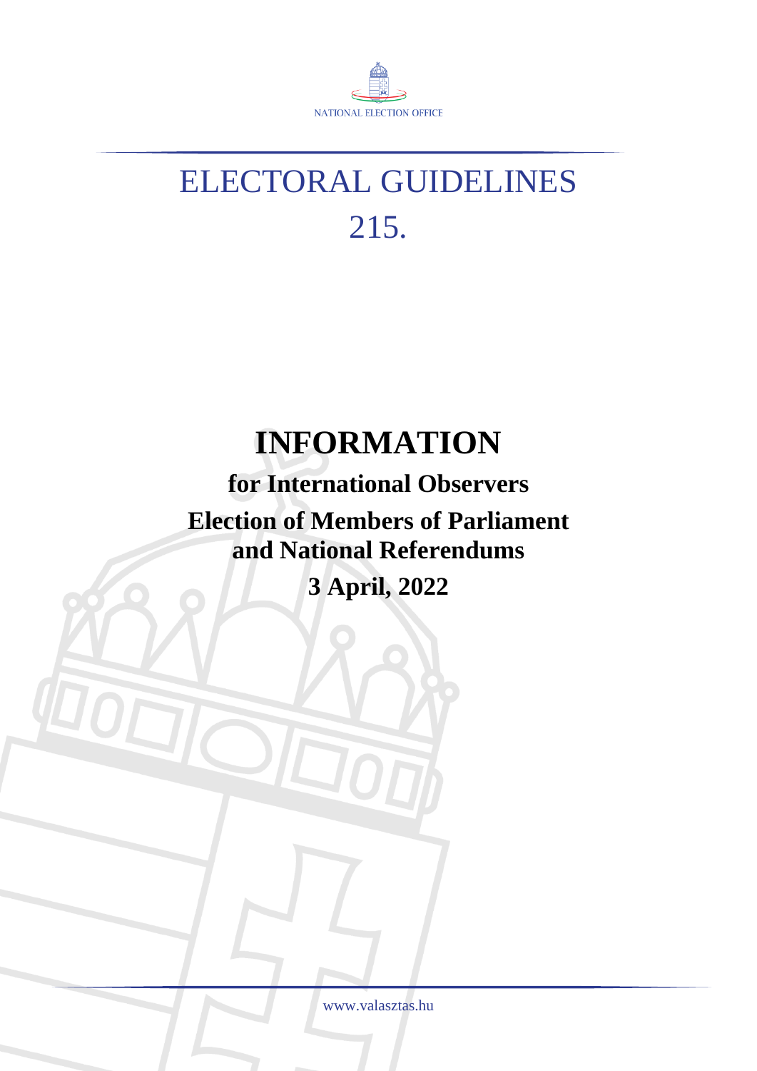NATIONAL ELECTION OFFICE

# ELECTORAL GUIDELINES
# 215.

# INFORMATION

## for International Observers

## Election of Members of Parliament and National Referendums

## 3 April, 2022

www.valasztas.hu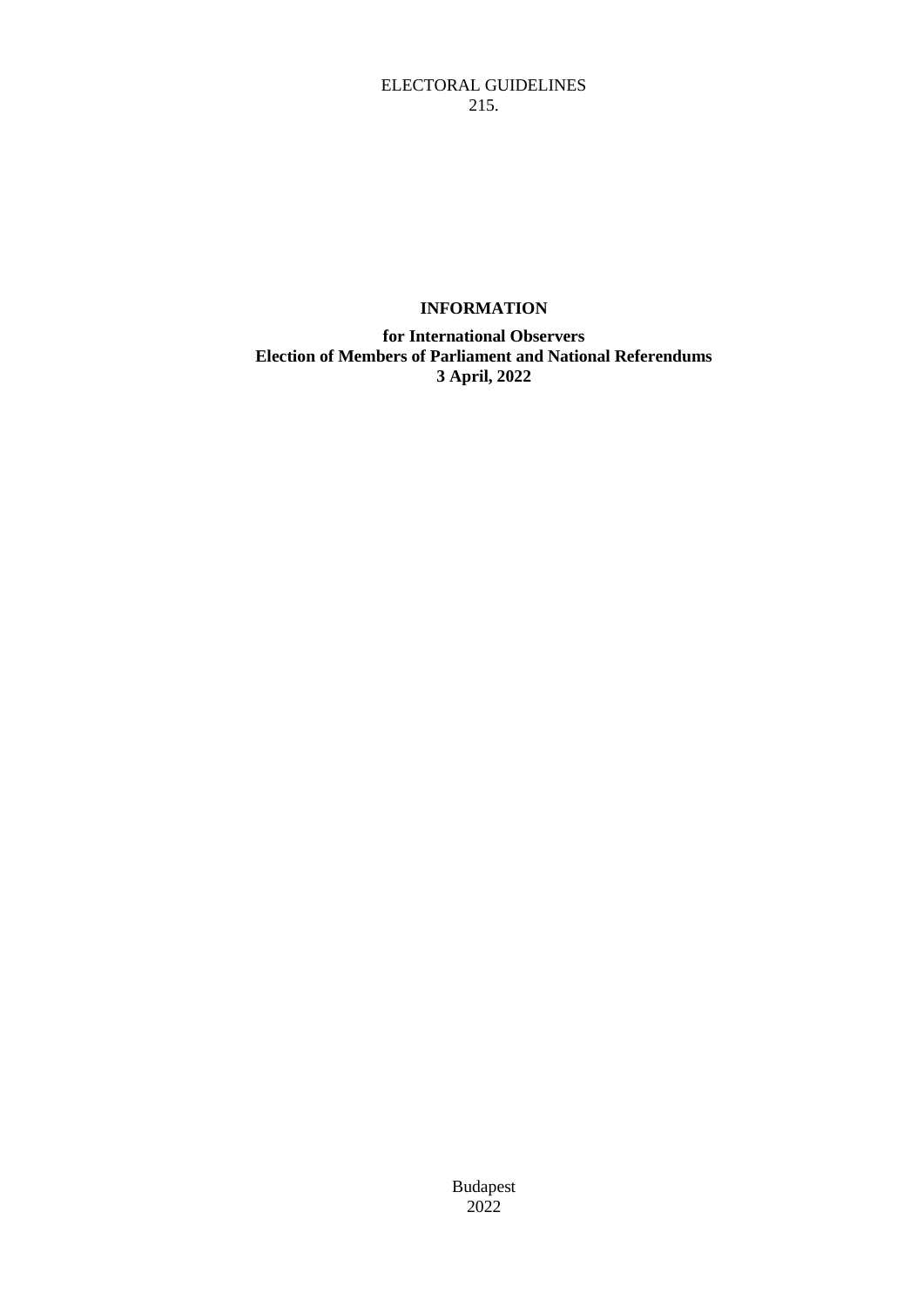ELECTORAL GUIDELINES
215.

# INFORMATION

**for International Observers**
**Election of Members of Parliament and National Referendums**
**3 April, 2022**

Budapest
2022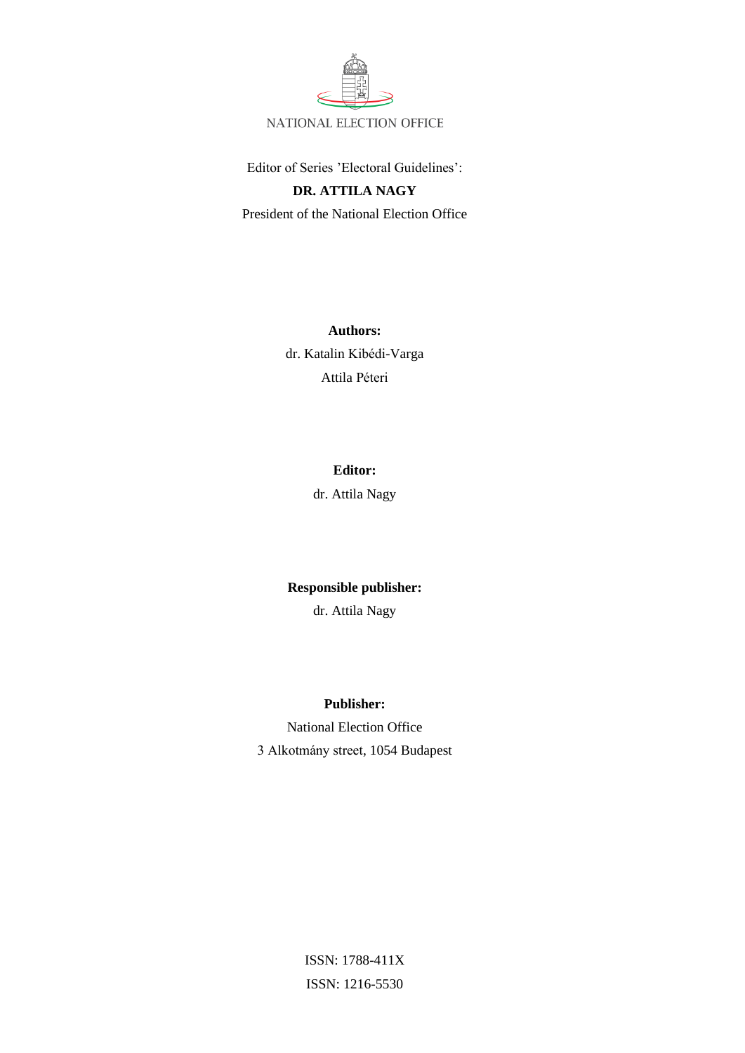NATIONAL ELECTION OFFICE

Editor of Series 'Electoral Guidelines':

**DR. ATTILA NAGY**

President of the National Election Office

**Authors:**

dr. Katalin Kibédi-Varga

Attila Péteri

**Editor:**

dr. Attila Nagy

**Responsible publisher:**

dr. Attila Nagy

**Publisher:**

National Election Office

3 Alkotmány street, 1054 Budapest

ISSN: 1788-411X

ISSN: 1216-5530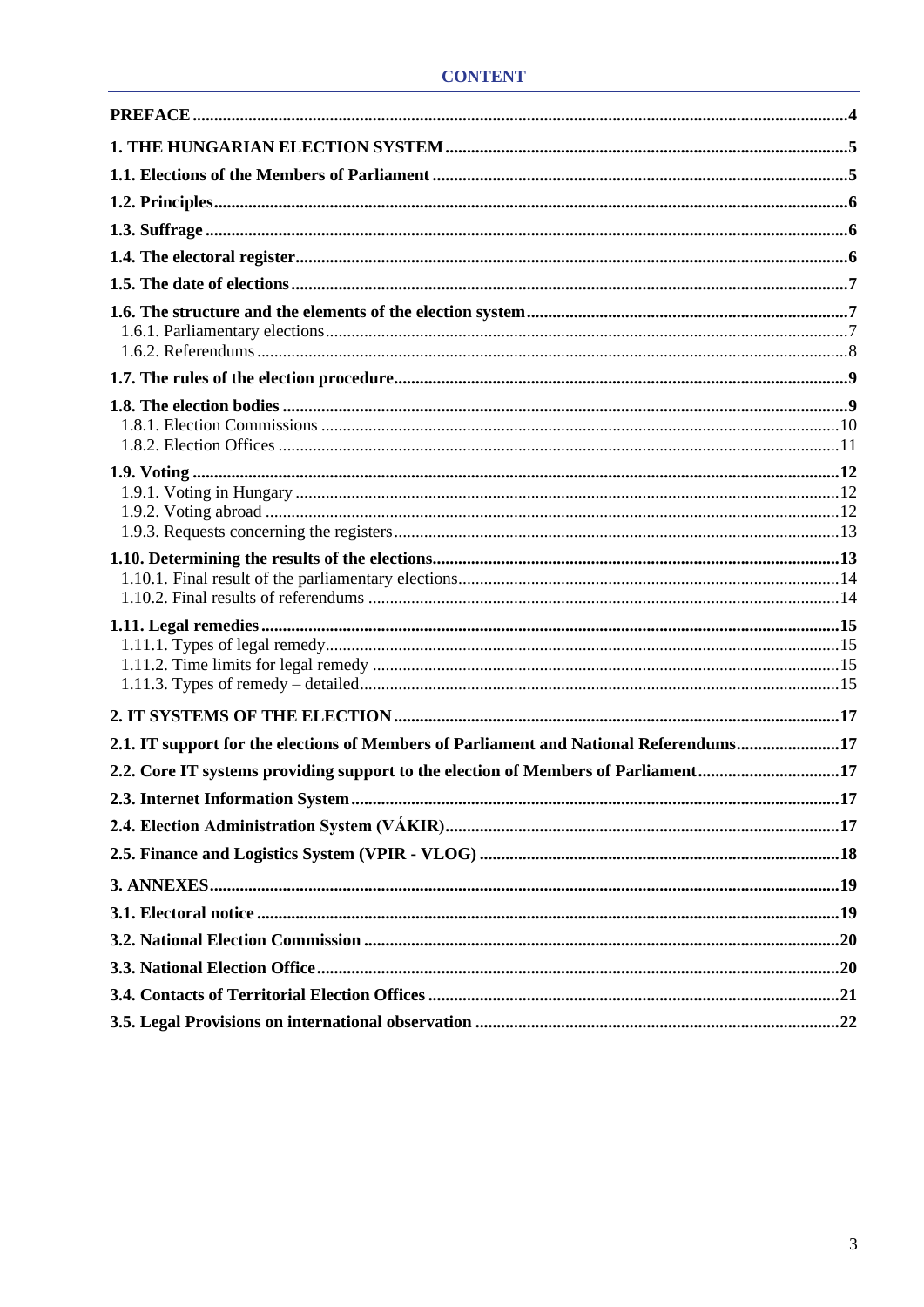# CONTENT

PREFACE ... 4

**1. THE HUNGARIAN ELECTION SYSTEM** ... 5

**1.1. Elections of the Members of Parliament** ... 5

**1.2. Principles** ... 6

**1.3. Suffrage** ... 6

**1.4. The electoral register** ... 6

**1.5. The date of elections** ... 7

**1.6. The structure and the elements of the election system** ... 7
- 1.6.1. Parliamentary elections ... 7
- 1.6.2. Referendums ... 8

**1.7. The rules of the election procedure** ... 9

**1.8. The election bodies** ... 9
- 1.8.1. Election Commissions ... 10
- 1.8.2. Election Offices ... 11

**1.9. Voting** ... 12
- 1.9.1. Voting in Hungary ... 12
- 1.9.2. Voting abroad ... 12
- 1.9.3. Requests concerning the registers ... 13

**1.10. Determining the results of the elections** ... 13
- 1.10.1. Final result of the parliamentary elections ... 14
- 1.10.2. Final results of referendums ... 14

**1.11. Legal remedies** ... 15
- 1.11.1. Types of legal remedy ... 15
- 1.11.2. Time limits for legal remedy ... 15
- 1.11.3. Types of remedy – detailed ... 15

**2. IT SYSTEMS OF THE ELECTION** ... 17

**2.1. IT support for the elections of Members of Parliament and National Referendums** ... 17

**2.2. Core IT systems providing support to the election of Members of Parliament** ... 17

**2.3. Internet Information System** ... 17

**2.4. Election Administration System (VÁKIR)** ... 17

**2.5. Finance and Logistics System (VPIR - VLOG)** ... 18

**3. ANNEXES** ... 19

**3.1. Electoral notice** ... 19

**3.2. National Election Commission** ... 20

**3.3. National Election Office** ... 20

**3.4. Contacts of Territorial Election Offices** ... 21

**3.5. Legal Provisions on international observation** ... 22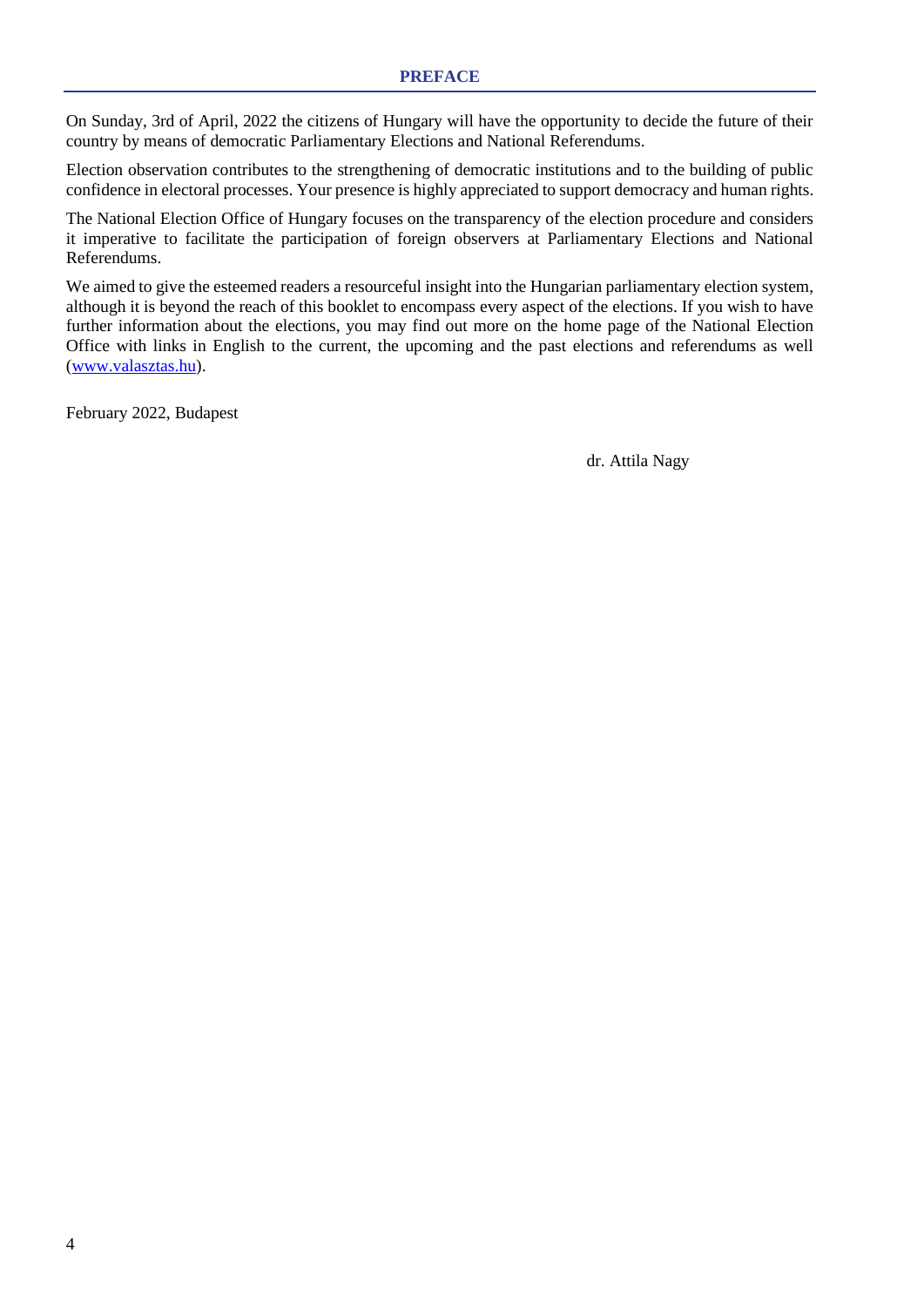# PREFACE

On Sunday, 3rd of April, 2022 the citizens of Hungary will have the opportunity to decide the future of their country by means of democratic Parliamentary Elections and National Referendums.

Election observation contributes to the strengthening of democratic institutions and to the building of public confidence in electoral processes. Your presence is highly appreciated to support democracy and human rights.

The National Election Office of Hungary focuses on the transparency of the election procedure and considers it imperative to facilitate the participation of foreign observers at Parliamentary Elections and National Referendums.

We aimed to give the esteemed readers a resourceful insight into the Hungarian parliamentary election system, although it is beyond the reach of this booklet to encompass every aspect of the elections. If you wish to have further information about the elections, you may find out more on the home page of the National Election Office with links in English to the current, the upcoming and the past elections and referendums as well ([www.valasztas.hu](http://www.valasztas.hu)).

February 2022, Budapest

dr. Attila Nagy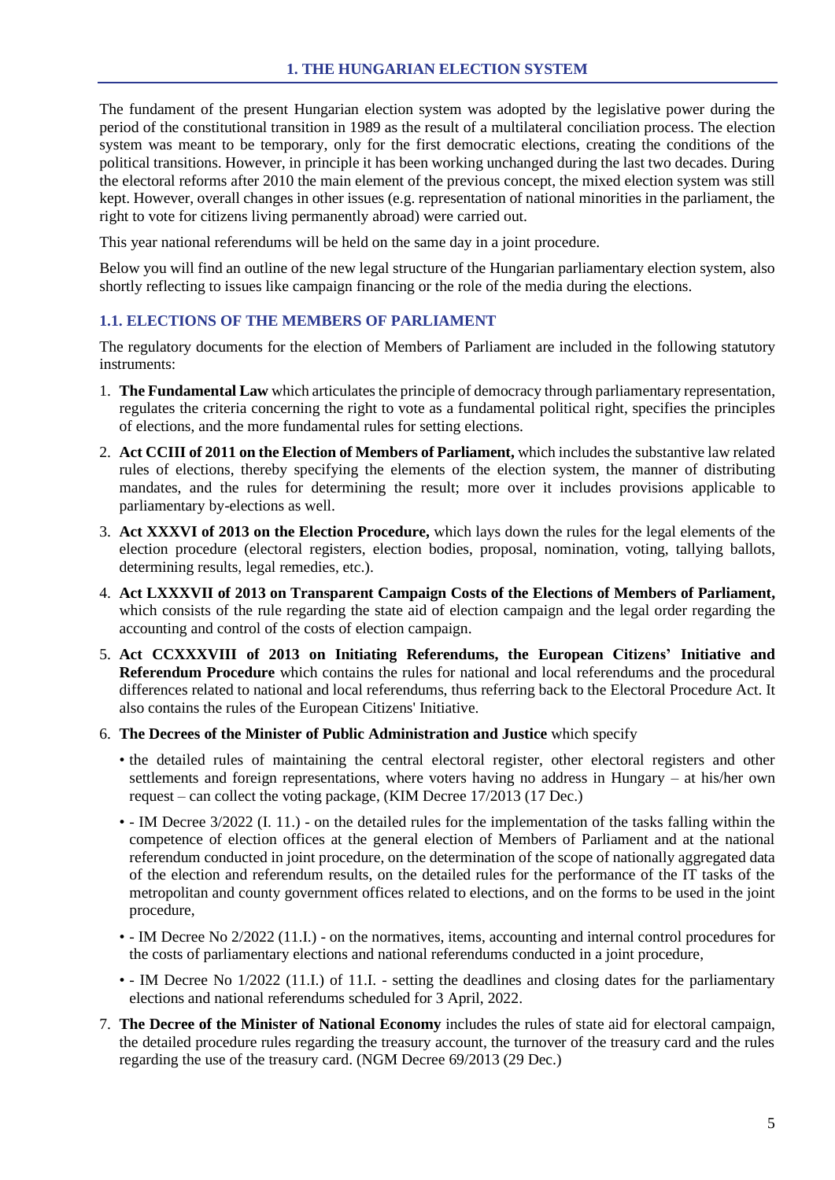# 1. THE HUNGARIAN ELECTION SYSTEM

The fundament of the present Hungarian election system was adopted by the legislative power during the period of the constitutional transition in 1989 as the result of a multilateral conciliation process. The election system was meant to be temporary, only for the first democratic elections, creating the conditions of the political transitions. However, in principle it has been working unchanged during the last two decades. During the electoral reforms after 2010 the main element of the previous concept, the mixed election system was still kept. However, overall changes in other issues (e.g. representation of national minorities in the parliament, the right to vote for citizens living permanently abroad) were carried out.

This year national referendums will be held on the same day in a joint procedure.

Below you will find an outline of the new legal structure of the Hungarian parliamentary election system, also shortly reflecting to issues like campaign financing or the role of the media during the elections.

## 1.1. ELECTIONS OF THE MEMBERS OF PARLIAMENT

The regulatory documents for the election of Members of Parliament are included in the following statutory instruments:

1. **The Fundamental Law** which articulates the principle of democracy through parliamentary representation, regulates the criteria concerning the right to vote as a fundamental political right, specifies the principles of elections, and the more fundamental rules for setting elections.
2. **Act CCIII of 2011 on the Election of Members of Parliament,** which includes the substantive law related rules of elections, thereby specifying the elements of the election system, the manner of distributing mandates, and the rules for determining the result; more over it includes provisions applicable to parliamentary by-elections as well.
3. **Act XXXVI of 2013 on the Election Procedure,** which lays down the rules for the legal elements of the election procedure (electoral registers, election bodies, proposal, nomination, voting, tallying ballots, determining results, legal remedies, etc.).
4. **Act LXXXVII of 2013 on Transparent Campaign Costs of the Elections of Members of Parliament,** which consists of the rule regarding the state aid of election campaign and the legal order regarding the accounting and control of the costs of election campaign.
5. **Act CCXXXVIII of 2013 on Initiating Referendums, the European Citizens' Initiative and Referendum Procedure** which contains the rules for national and local referendums and the procedural differences related to national and local referendums, thus referring back to the Electoral Procedure Act. It also contains the rules of the European Citizens' Initiative.
6. **The Decrees of the Minister of Public Administration and Justice** which specify
   - the detailed rules of maintaining the central electoral register, other electoral registers and other settlements and foreign representations, where voters having no address in Hungary – at his/her own request – can collect the voting package, (KIM Decree 17/2013 (17 Dec.)
   - - IM Decree 3/2022 (I. 11.) - on the detailed rules for the implementation of the tasks falling within the competence of election offices at the general election of Members of Parliament and at the national referendum conducted in joint procedure, on the determination of the scope of nationally aggregated data of the election and referendum results, on the detailed rules for the performance of the IT tasks of the metropolitan and county government offices related to elections, and on the forms to be used in the joint procedure,
   - - IM Decree No 2/2022 (11.I.) - on the normatives, items, accounting and internal control procedures for the costs of parliamentary elections and national referendums conducted in a joint procedure,
   - - IM Decree No 1/2022 (11.I.) of 11.I. - setting the deadlines and closing dates for the parliamentary elections and national referendums scheduled for 3 April, 2022.
7. **The Decree of the Minister of National Economy** includes the rules of state aid for electoral campaign, the detailed procedure rules regarding the treasury account, the turnover of the treasury card and the rules regarding the use of the treasury card. (NGM Decree 69/2013 (29 Dec.)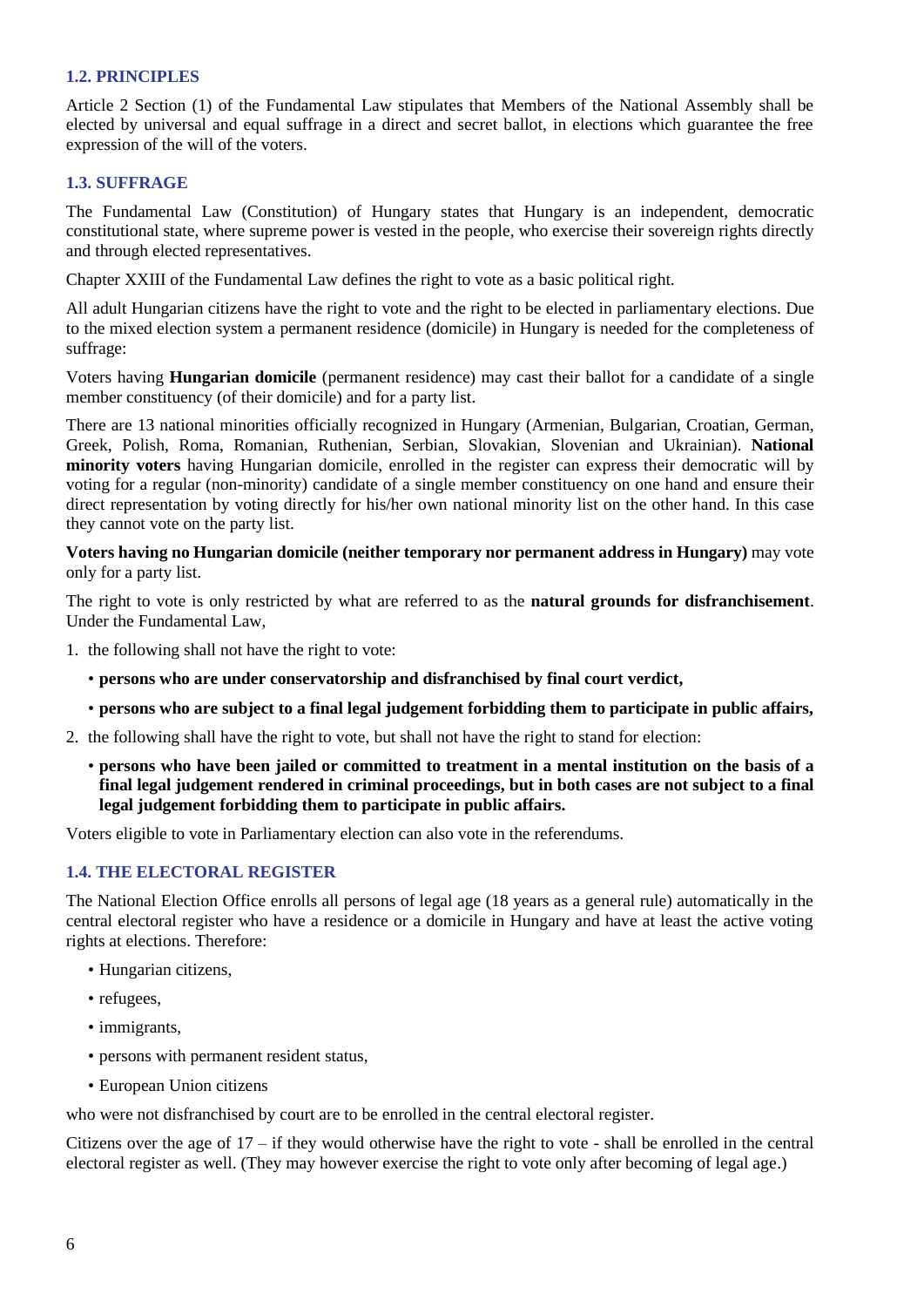## 1.2. PRINCIPLES

Article 2 Section (1) of the Fundamental Law stipulates that Members of the National Assembly shall be elected by universal and equal suffrage in a direct and secret ballot, in elections which guarantee the free expression of the will of the voters.

## 1.3. SUFFRAGE

The Fundamental Law (Constitution) of Hungary states that Hungary is an independent, democratic constitutional state, where supreme power is vested in the people, who exercise their sovereign rights directly and through elected representatives.

Chapter XXIII of the Fundamental Law defines the right to vote as a basic political right.

All adult Hungarian citizens have the right to vote and the right to be elected in parliamentary elections. Due to the mixed election system a permanent residence (domicile) in Hungary is needed for the completeness of suffrage:

Voters having **Hungarian domicile** (permanent residence) may cast their ballot for a candidate of a single member constituency (of their domicile) and for a party list.

There are 13 national minorities officially recognized in Hungary (Armenian, Bulgarian, Croatian, German, Greek, Polish, Roma, Romanian, Ruthenian, Serbian, Slovakian, Slovenian and Ukrainian). **National minority voters** having Hungarian domicile, enrolled in the register can express their democratic will by voting for a regular (non-minority) candidate of a single member constituency on one hand and ensure their direct representation by voting directly for his/her own national minority list on the other hand. In this case they cannot vote on the party list.

**Voters having no Hungarian domicile (neither temporary nor permanent address in Hungary)** may vote only for a party list.

The right to vote is only restricted by what are referred to as the **natural grounds for disfranchisement**. Under the Fundamental Law,

1. the following shall not have the right to vote:
   - **persons who are under conservatorship and disfranchised by final court verdict,**
   - **persons who are subject to a final legal judgement forbidding them to participate in public affairs,**
2. the following shall have the right to vote, but shall not have the right to stand for election:
   - **persons who have been jailed or committed to treatment in a mental institution on the basis of a final legal judgement rendered in criminal proceedings, but in both cases are not subject to a final legal judgement forbidding them to participate in public affairs.**

Voters eligible to vote in Parliamentary election can also vote in the referendums.

## 1.4. THE ELECTORAL REGISTER

The National Election Office enrolls all persons of legal age (18 years as a general rule) automatically in the central electoral register who have a residence or a domicile in Hungary and have at least the active voting rights at elections. Therefore:

- Hungarian citizens,
- refugees,
- immigrants,
- persons with permanent resident status,
- European Union citizens

who were not disfranchised by court are to be enrolled in the central electoral register.

Citizens over the age of 17 – if they would otherwise have the right to vote - shall be enrolled in the central electoral register as well. (They may however exercise the right to vote only after becoming of legal age.)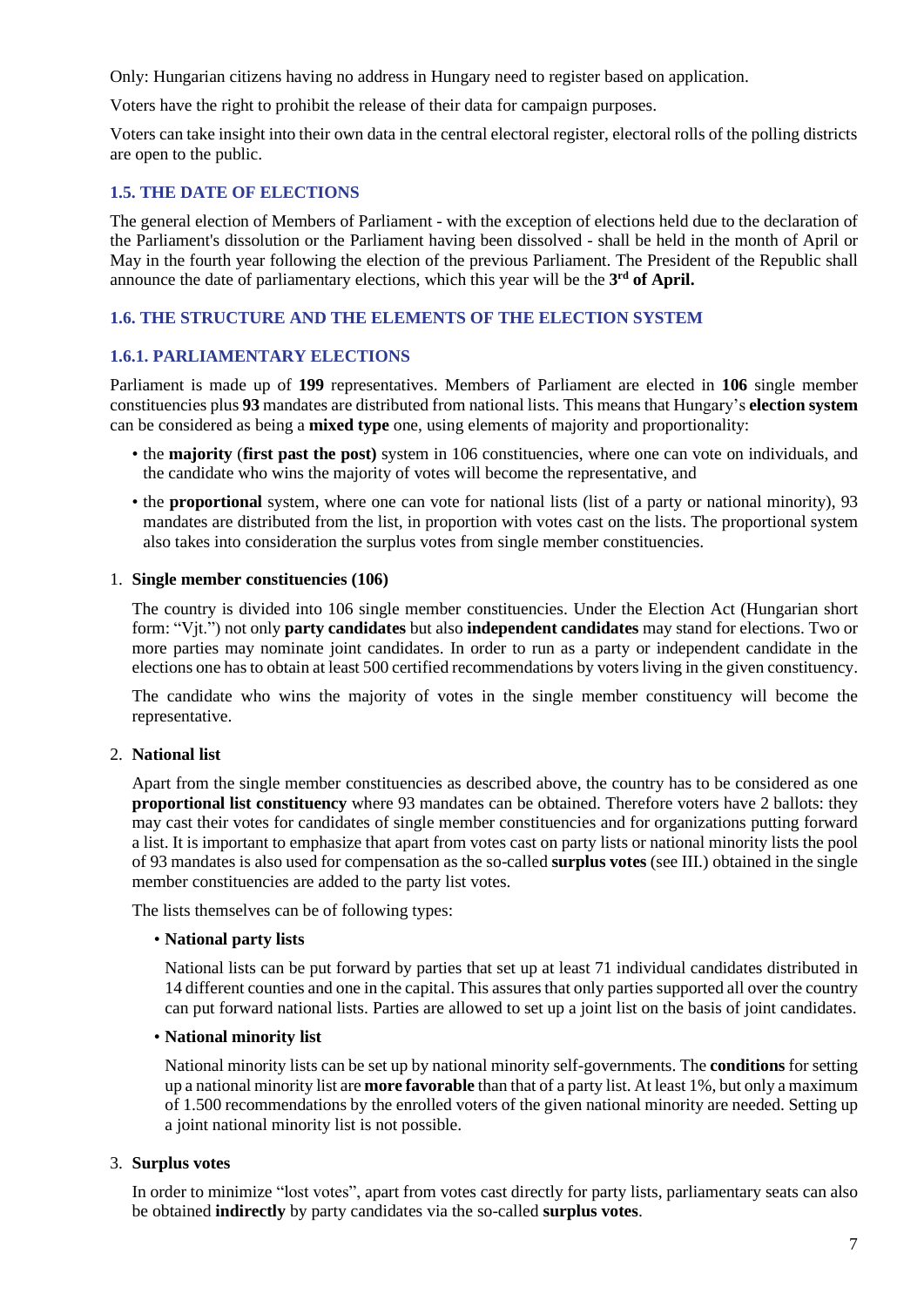Only: Hungarian citizens having no address in Hungary need to register based on application.

Voters have the right to prohibit the release of their data for campaign purposes.

Voters can take insight into their own data in the central electoral register, electoral rolls of the polling districts are open to the public.

### 1.5. THE DATE OF ELECTIONS

The general election of Members of Parliament - with the exception of elections held due to the declaration of the Parliament's dissolution or the Parliament having been dissolved - shall be held in the month of April or May in the fourth year following the election of the previous Parliament. The President of the Republic shall announce the date of parliamentary elections, which this year will be the **3rd of April.**

### 1.6. THE STRUCTURE AND THE ELEMENTS OF THE ELECTION SYSTEM

#### 1.6.1. PARLIAMENTARY ELECTIONS

Parliament is made up of **199** representatives. Members of Parliament are elected in **106** single member constituencies plus **93** mandates are distributed from national lists. This means that Hungary's **election system** can be considered as being a **mixed type** one, using elements of majority and proportionality:

- the **majority** (**first past the post)** system in 106 constituencies, where one can vote on individuals, and the candidate who wins the majority of votes will become the representative, and
- the **proportional** system, where one can vote for national lists (list of a party or national minority), 93 mandates are distributed from the list, in proportion with votes cast on the lists. The proportional system also takes into consideration the surplus votes from single member constituencies.

1. **Single member constituencies (106)**

   The country is divided into 106 single member constituencies. Under the Election Act (Hungarian short form: "Vjt.") not only **party candidates** but also **independent candidates** may stand for elections. Two or more parties may nominate joint candidates. In order to run as a party or independent candidate in the elections one has to obtain at least 500 certified recommendations by voters living in the given constituency.

   The candidate who wins the majority of votes in the single member constituency will become the representative.

2. **National list**

   Apart from the single member constituencies as described above, the country has to be considered as one **proportional list constituency** where 93 mandates can be obtained. Therefore voters have 2 ballots: they may cast their votes for candidates of single member constituencies and for organizations putting forward a list. It is important to emphasize that apart from votes cast on party lists or national minority lists the pool of 93 mandates is also used for compensation as the so-called **surplus votes** (see III.) obtained in the single member constituencies are added to the party list votes.

   The lists themselves can be of following types:

   - **National party lists**

     National lists can be put forward by parties that set up at least 71 individual candidates distributed in 14 different counties and one in the capital. This assures that only parties supported all over the country can put forward national lists. Parties are allowed to set up a joint list on the basis of joint candidates.

   - **National minority list**

     National minority lists can be set up by national minority self-governments. The **conditions** for setting up a national minority list are **more favorable** than that of a party list. At least 1%, but only a maximum of 1.500 recommendations by the enrolled voters of the given national minority are needed. Setting up a joint national minority list is not possible.

3. **Surplus votes**

   In order to minimize "lost votes", apart from votes cast directly for party lists, parliamentary seats can also be obtained **indirectly** by party candidates via the so-called **surplus votes**.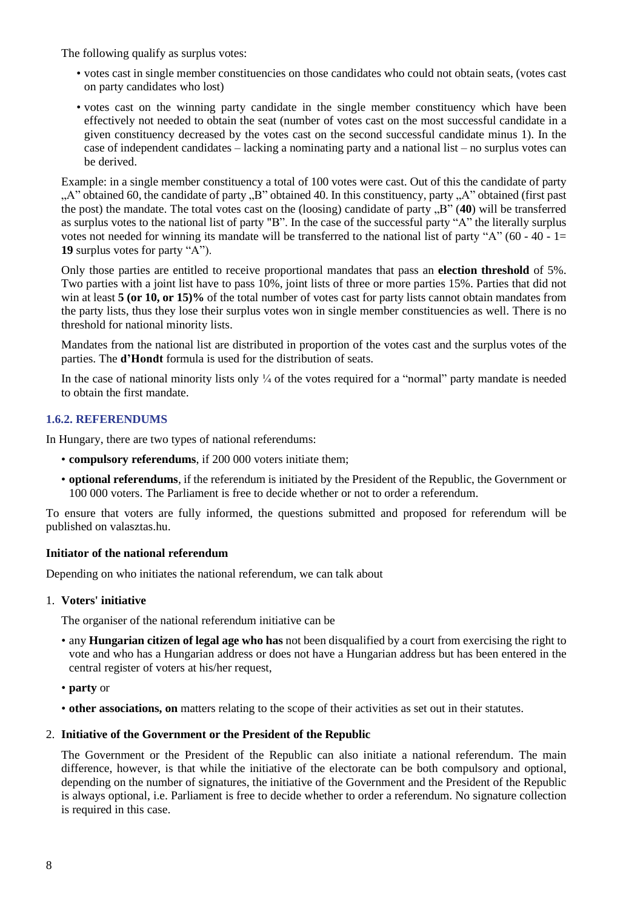The following qualify as surplus votes:

- votes cast in single member constituencies on those candidates who could not obtain seats, (votes cast on party candidates who lost)
- votes cast on the winning party candidate in the single member constituency which have been effectively not needed to obtain the seat (number of votes cast on the most successful candidate in a given constituency decreased by the votes cast on the second successful candidate minus 1). In the case of independent candidates – lacking a nominating party and a national list – no surplus votes can be derived.

Example: in a single member constituency a total of 100 votes were cast. Out of this the candidate of party „A" obtained 60, the candidate of party „B" obtained 40. In this constituency, party „A" obtained (first past the post) the mandate. The total votes cast on the (loosing) candidate of party „B" (**40**) will be transferred as surplus votes to the national list of party "B". In the case of the successful party "A" the literally surplus votes not needed for winning its mandate will be transferred to the national list of party "A" (60 - 40 - 1= **19** surplus votes for party "A").

Only those parties are entitled to receive proportional mandates that pass an **election threshold** of 5%. Two parties with a joint list have to pass 10%, joint lists of three or more parties 15%. Parties that did not win at least **5 (or 10, or 15)%** of the total number of votes cast for party lists cannot obtain mandates from the party lists, thus they lose their surplus votes won in single member constituencies as well. There is no threshold for national minority lists.

Mandates from the national list are distributed in proportion of the votes cast and the surplus votes of the parties. The **d'Hondt** formula is used for the distribution of seats.

In the case of national minority lists only ¼ of the votes required for a "normal" party mandate is needed to obtain the first mandate.

### 1.6.2. REFERENDUMS

In Hungary, there are two types of national referendums:

- **compulsory referendums**, if 200 000 voters initiate them;
- **optional referendums**, if the referendum is initiated by the President of the Republic, the Government or 100 000 voters. The Parliament is free to decide whether or not to order a referendum.

To ensure that voters are fully informed, the questions submitted and proposed for referendum will be published on valasztas.hu.

**Initiator of the national referendum**

Depending on who initiates the national referendum, we can talk about

1. **Voters' initiative**

   The organiser of the national referendum initiative can be

   - any **Hungarian citizen of legal age who has** not been disqualified by a court from exercising the right to vote and who has a Hungarian address or does not have a Hungarian address but has been entered in the central register of voters at his/her request,
   - **party** or
   - **other associations, on** matters relating to the scope of their activities as set out in their statutes.

2. **Initiative of the Government or the President of the Republic**

   The Government or the President of the Republic can also initiate a national referendum. The main difference, however, is that while the initiative of the electorate can be both compulsory and optional, depending on the number of signatures, the initiative of the Government and the President of the Republic is always optional, i.e. Parliament is free to decide whether to order a referendum. No signature collection is required in this case.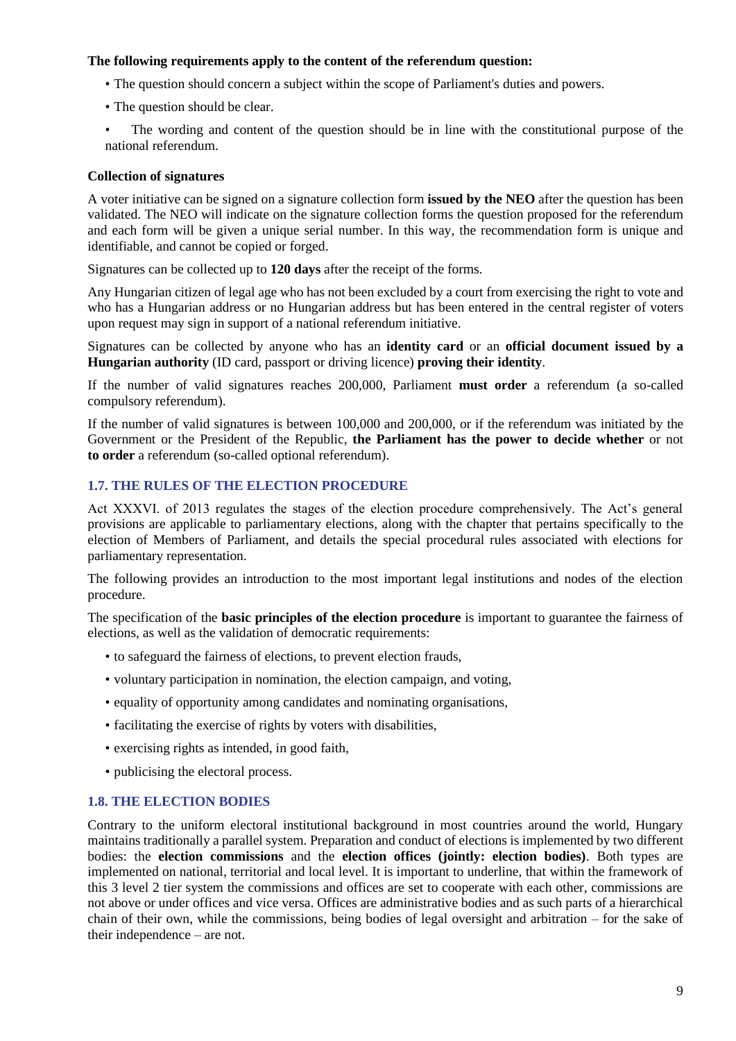**The following requirements apply to the content of the referendum question:**

- The question should concern a subject within the scope of Parliament's duties and powers.
- The question should be clear.
- The wording and content of the question should be in line with the constitutional purpose of the national referendum.

**Collection of signatures**

A voter initiative can be signed on a signature collection form **issued by the NEO** after the question has been validated. The NEO will indicate on the signature collection forms the question proposed for the referendum and each form will be given a unique serial number. In this way, the recommendation form is unique and identifiable, and cannot be copied or forged.

Signatures can be collected up to **120 days** after the receipt of the forms.

Any Hungarian citizen of legal age who has not been excluded by a court from exercising the right to vote and who has a Hungarian address or no Hungarian address but has been entered in the central register of voters upon request may sign in support of a national referendum initiative.

Signatures can be collected by anyone who has an **identity card** or an **official document issued by a Hungarian authority** (ID card, passport or driving licence) **proving their identity**.

If the number of valid signatures reaches 200,000, Parliament **must order** a referendum (a so-called compulsory referendum).

If the number of valid signatures is between 100,000 and 200,000, or if the referendum was initiated by the Government or the President of the Republic, **the Parliament has the power to decide whether** or not **to order** a referendum (so-called optional referendum).

## 1.7. THE RULES OF THE ELECTION PROCEDURE

Act XXXVI. of 2013 regulates the stages of the election procedure comprehensively. The Act's general provisions are applicable to parliamentary elections, along with the chapter that pertains specifically to the election of Members of Parliament, and details the special procedural rules associated with elections for parliamentary representation.

The following provides an introduction to the most important legal institutions and nodes of the election procedure.

The specification of the **basic principles of the election procedure** is important to guarantee the fairness of elections, as well as the validation of democratic requirements:

- to safeguard the fairness of elections, to prevent election frauds,
- voluntary participation in nomination, the election campaign, and voting,
- equality of opportunity among candidates and nominating organisations,
- facilitating the exercise of rights by voters with disabilities,
- exercising rights as intended, in good faith,
- publicising the electoral process.

## 1.8. THE ELECTION BODIES

Contrary to the uniform electoral institutional background in most countries around the world, Hungary maintains traditionally a parallel system. Preparation and conduct of elections is implemented by two different bodies: the **election commissions** and the **election offices (jointly: election bodies)**. Both types are implemented on national, territorial and local level. It is important to underline, that within the framework of this 3 level 2 tier system the commissions and offices are set to cooperate with each other, commissions are not above or under offices and vice versa. Offices are administrative bodies and as such parts of a hierarchical chain of their own, while the commissions, being bodies of legal oversight and arbitration – for the sake of their independence – are not.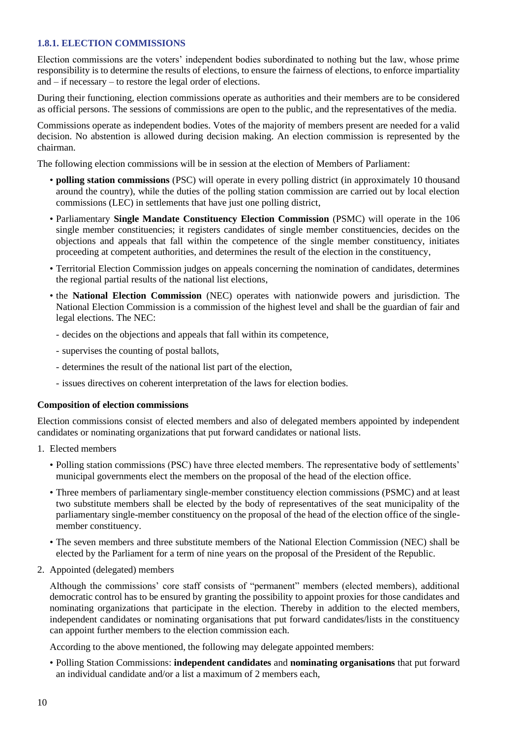### 1.8.1. ELECTION COMMISSIONS

Election commissions are the voters' independent bodies subordinated to nothing but the law, whose prime responsibility is to determine the results of elections, to ensure the fairness of elections, to enforce impartiality and – if necessary – to restore the legal order of elections.

During their functioning, election commissions operate as authorities and their members are to be considered as official persons. The sessions of commissions are open to the public, and the representatives of the media.

Commissions operate as independent bodies. Votes of the majority of members present are needed for a valid decision. No abstention is allowed during decision making. An election commission is represented by the chairman.

The following election commissions will be in session at the election of Members of Parliament:

- **polling station commissions** (PSC) will operate in every polling district (in approximately 10 thousand around the country), while the duties of the polling station commission are carried out by local election commissions (LEC) in settlements that have just one polling district,
- Parliamentary **Single Mandate Constituency Election Commission** (PSMC) will operate in the 106 single member constituencies; it registers candidates of single member constituencies, decides on the objections and appeals that fall within the competence of the single member constituency, initiates proceeding at competent authorities, and determines the result of the election in the constituency,
- Territorial Election Commission judges on appeals concerning the nomination of candidates, determines the regional partial results of the national list elections,
- the **National Election Commission** (NEC) operates with nationwide powers and jurisdiction. The National Election Commission is a commission of the highest level and shall be the guardian of fair and legal elections. The NEC:
  - decides on the objections and appeals that fall within its competence,
  - supervises the counting of postal ballots,
  - determines the result of the national list part of the election,
  - issues directives on coherent interpretation of the laws for election bodies.

**Composition of election commissions**

Election commissions consist of elected members and also of delegated members appointed by independent candidates or nominating organizations that put forward candidates or national lists.

1. Elected members
   - Polling station commissions (PSC) have three elected members. The representative body of settlements' municipal governments elect the members on the proposal of the head of the election office.
   - Three members of parliamentary single-member constituency election commissions (PSMC) and at least two substitute members shall be elected by the body of representatives of the seat municipality of the parliamentary single-member constituency on the proposal of the head of the election office of the single-member constituency.
   - The seven members and three substitute members of the National Election Commission (NEC) shall be elected by the Parliament for a term of nine years on the proposal of the President of the Republic.
2. Appointed (delegated) members

   Although the commissions' core staff consists of "permanent" members (elected members), additional democratic control has to be ensured by granting the possibility to appoint proxies for those candidates and nominating organizations that participate in the election. Thereby in addition to the elected members, independent candidates or nominating organisations that put forward candidates/lists in the constituency can appoint further members to the election commission each.

   According to the above mentioned, the following may delegate appointed members:

   - Polling Station Commissions: **independent candidates** and **nominating organisations** that put forward an individual candidate and/or a list a maximum of 2 members each,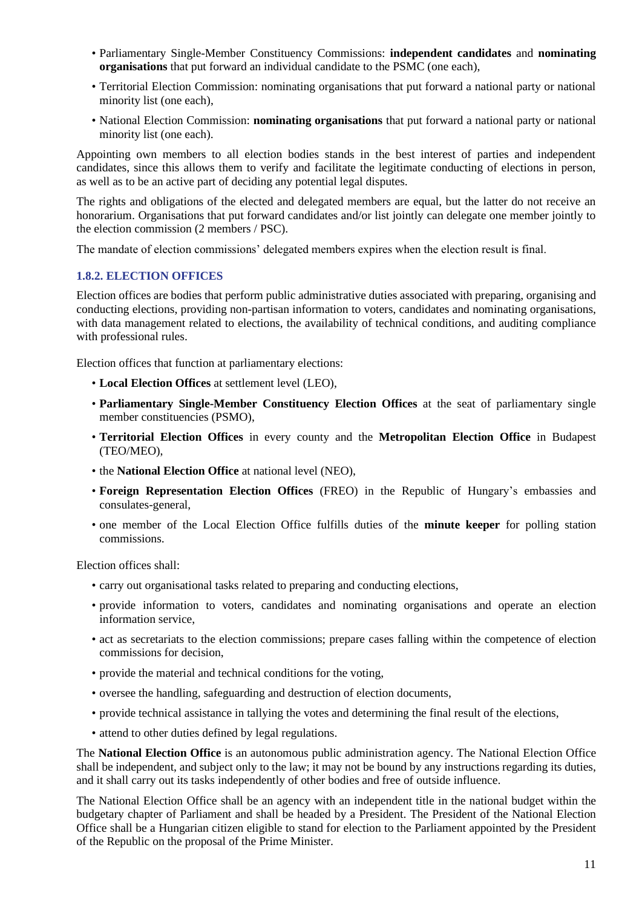- Parliamentary Single-Member Constituency Commissions: **independent candidates** and **nominating organisations** that put forward an individual candidate to the PSMC (one each),
- Territorial Election Commission: nominating organisations that put forward a national party or national minority list (one each),
- National Election Commission: **nominating organisations** that put forward a national party or national minority list (one each).

Appointing own members to all election bodies stands in the best interest of parties and independent candidates, since this allows them to verify and facilitate the legitimate conducting of elections in person, as well as to be an active part of deciding any potential legal disputes.

The rights and obligations of the elected and delegated members are equal, but the latter do not receive an honorarium. Organisations that put forward candidates and/or list jointly can delegate one member jointly to the election commission (2 members / PSC).

The mandate of election commissions' delegated members expires when the election result is final.

### 1.8.2. ELECTION OFFICES

Election offices are bodies that perform public administrative duties associated with preparing, organising and conducting elections, providing non-partisan information to voters, candidates and nominating organisations, with data management related to elections, the availability of technical conditions, and auditing compliance with professional rules.

Election offices that function at parliamentary elections:

- **Local Election Offices** at settlement level (LEO),
- **Parliamentary Single-Member Constituency Election Offices** at the seat of parliamentary single member constituencies (PSMO),
- **Territorial Election Offices** in every county and the **Metropolitan Election Office** in Budapest (TEO/MEO),
- the **National Election Office** at national level (NEO),
- **Foreign Representation Election Offices** (FREO) in the Republic of Hungary's embassies and consulates-general,
- one member of the Local Election Office fulfills duties of the **minute keeper** for polling station commissions.

Election offices shall:

- carry out organisational tasks related to preparing and conducting elections,
- provide information to voters, candidates and nominating organisations and operate an election information service,
- act as secretariats to the election commissions; prepare cases falling within the competence of election commissions for decision,
- provide the material and technical conditions for the voting,
- oversee the handling, safeguarding and destruction of election documents,
- provide technical assistance in tallying the votes and determining the final result of the elections,
- attend to other duties defined by legal regulations.

The **National Election Office** is an autonomous public administration agency. The National Election Office shall be independent, and subject only to the law; it may not be bound by any instructions regarding its duties, and it shall carry out its tasks independently of other bodies and free of outside influence.

The National Election Office shall be an agency with an independent title in the national budget within the budgetary chapter of Parliament and shall be headed by a President. The President of the National Election Office shall be a Hungarian citizen eligible to stand for election to the Parliament appointed by the President of the Republic on the proposal of the Prime Minister.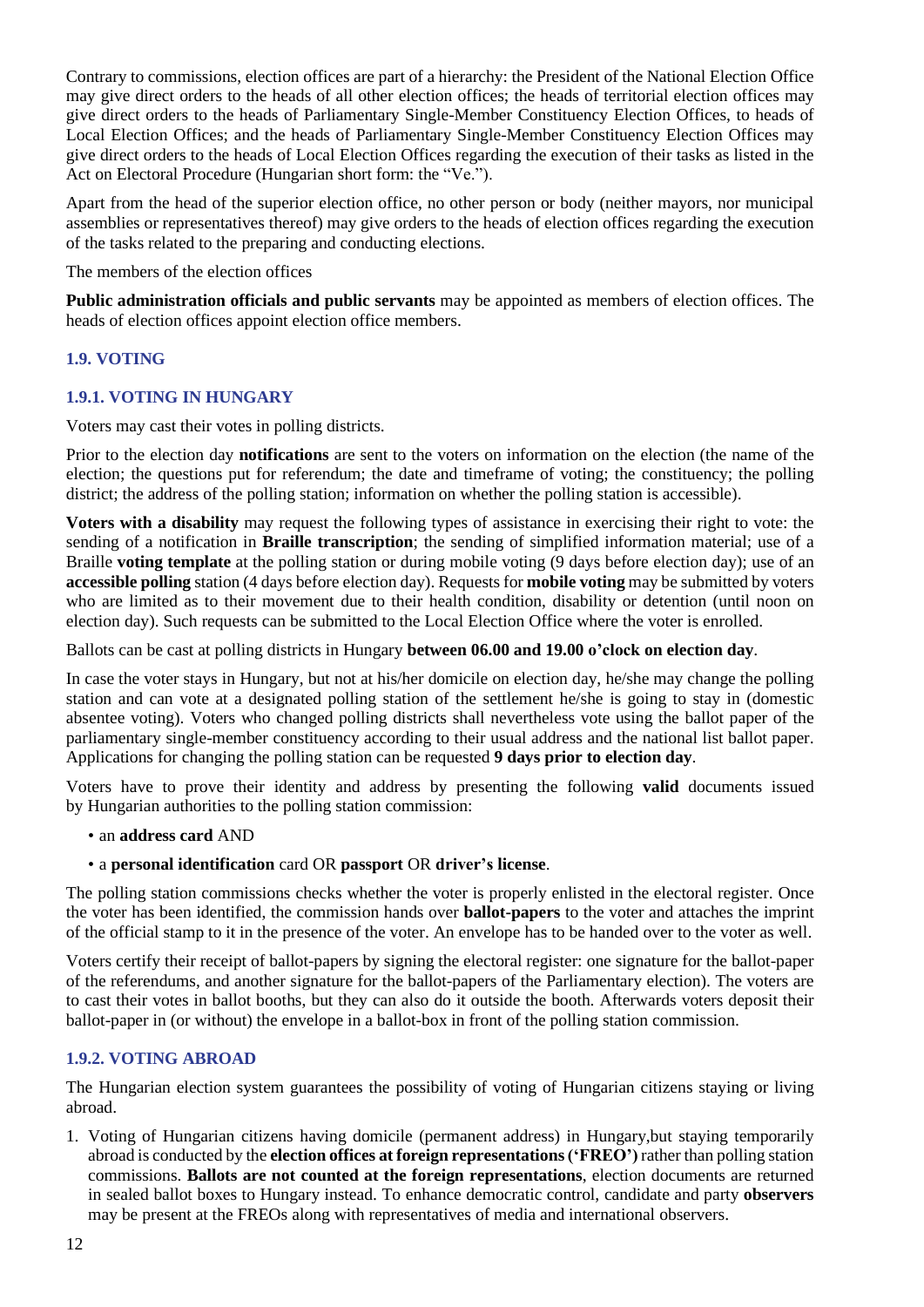Contrary to commissions, election offices are part of a hierarchy: the President of the National Election Office may give direct orders to the heads of all other election offices; the heads of territorial election offices may give direct orders to the heads of Parliamentary Single-Member Constituency Election Offices, to heads of Local Election Offices; and the heads of Parliamentary Single-Member Constituency Election Offices may give direct orders to the heads of Local Election Offices regarding the execution of their tasks as listed in the Act on Electoral Procedure (Hungarian short form: the "Ve.").

Apart from the head of the superior election office, no other person or body (neither mayors, nor municipal assemblies or representatives thereof) may give orders to the heads of election offices regarding the execution of the tasks related to the preparing and conducting elections.

The members of the election offices

**Public administration officials and public servants** may be appointed as members of election offices. The heads of election offices appoint election office members.

### 1.9. VOTING

#### 1.9.1. VOTING IN HUNGARY

Voters may cast their votes in polling districts.

Prior to the election day **notifications** are sent to the voters on information on the election (the name of the election; the questions put for referendum; the date and timeframe of voting; the constituency; the polling district; the address of the polling station; information on whether the polling station is accessible).

**Voters with a disability** may request the following types of assistance in exercising their right to vote: the sending of a notification in **Braille transcription**; the sending of simplified information material; use of a Braille **voting template** at the polling station or during mobile voting (9 days before election day); use of an **accessible polling** station (4 days before election day). Requests for **mobile voting** may be submitted by voters who are limited as to their movement due to their health condition, disability or detention (until noon on election day). Such requests can be submitted to the Local Election Office where the voter is enrolled.

Ballots can be cast at polling districts in Hungary **between 06.00 and 19.00 o'clock on election day**.

In case the voter stays in Hungary, but not at his/her domicile on election day, he/she may change the polling station and can vote at a designated polling station of the settlement he/she is going to stay in (domestic absentee voting). Voters who changed polling districts shall nevertheless vote using the ballot paper of the parliamentary single-member constituency according to their usual address and the national list ballot paper. Applications for changing the polling station can be requested **9 days prior to election day**.

Voters have to prove their identity and address by presenting the following **valid** documents issued by Hungarian authorities to the polling station commission:

- an **address card** AND
- a **personal identification** card OR **passport** OR **driver's license**.

The polling station commissions checks whether the voter is properly enlisted in the electoral register. Once the voter has been identified, the commission hands over **ballot-papers** to the voter and attaches the imprint of the official stamp to it in the presence of the voter. An envelope has to be handed over to the voter as well.

Voters certify their receipt of ballot-papers by signing the electoral register: one signature for the ballot-paper of the referendums, and another signature for the ballot-papers of the Parliamentary election). The voters are to cast their votes in ballot booths, but they can also do it outside the booth. Afterwards voters deposit their ballot-paper in (or without) the envelope in a ballot-box in front of the polling station commission.

#### 1.9.2. VOTING ABROAD

The Hungarian election system guarantees the possibility of voting of Hungarian citizens staying or living abroad.

1. Voting of Hungarian citizens having domicile (permanent address) in Hungary,but staying temporarily abroad is conducted by the **election offices at foreign representations ('FREO')** rather than polling station commissions. **Ballots are not counted at the foreign representations**, election documents are returned in sealed ballot boxes to Hungary instead. To enhance democratic control, candidate and party **observers** may be present at the FREOs along with representatives of media and international observers.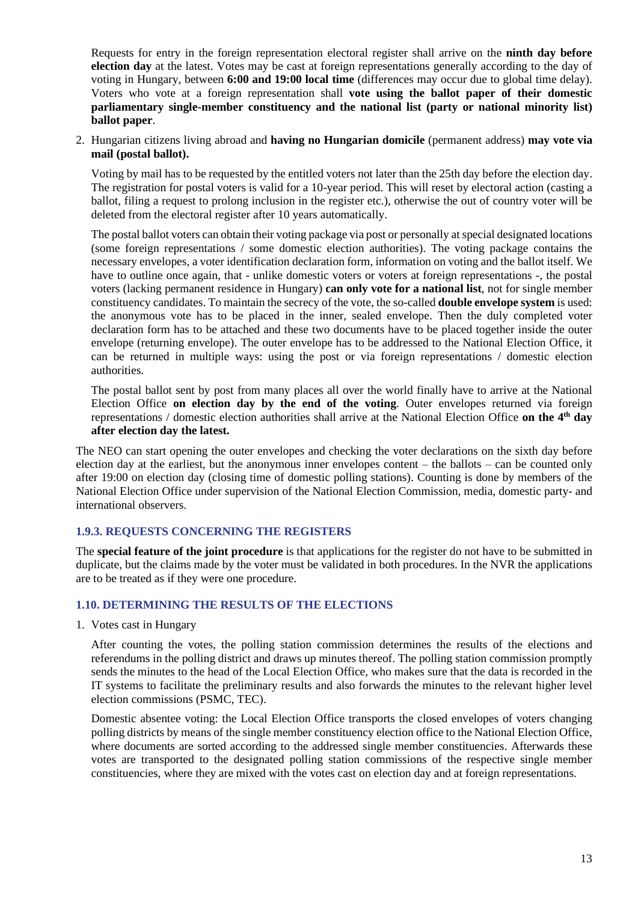Requests for entry in the foreign representation electoral register shall arrive on the **ninth day before election day** at the latest. Votes may be cast at foreign representations generally according to the day of voting in Hungary, between **6:00 and 19:00 local time** (differences may occur due to global time delay). Voters who vote at a foreign representation shall **vote using the ballot paper of their domestic parliamentary single-member constituency and the national list (party or national minority list) ballot paper**.

2. Hungarian citizens living abroad and **having no Hungarian domicile** (permanent address) **may vote via mail (postal ballot).**

   Voting by mail has to be requested by the entitled voters not later than the 25th day before the election day. The registration for postal voters is valid for a 10-year period. This will reset by electoral action (casting a ballot, filing a request to prolong inclusion in the register etc.), otherwise the out of country voter will be deleted from the electoral register after 10 years automatically.

   The postal ballot voters can obtain their voting package via post or personally at special designated locations (some foreign representations / some domestic election authorities). The voting package contains the necessary envelopes, a voter identification declaration form, information on voting and the ballot itself. We have to outline once again, that - unlike domestic voters or voters at foreign representations -, the postal voters (lacking permanent residence in Hungary) **can only vote for a national list**, not for single member constituency candidates. To maintain the secrecy of the vote, the so-called **double envelope system** is used: the anonymous vote has to be placed in the inner, sealed envelope. Then the duly completed voter declaration form has to be attached and these two documents have to be placed together inside the outer envelope (returning envelope). The outer envelope has to be addressed to the National Election Office, it can be returned in multiple ways: using the post or via foreign representations / domestic election authorities.

   The postal ballot sent by post from many places all over the world finally have to arrive at the National Election Office **on election day by the end of the voting**. Outer envelopes returned via foreign representations / domestic election authorities shall arrive at the National Election Office **on the 4th day after election day the latest.**

The NEO can start opening the outer envelopes and checking the voter declarations on the sixth day before election day at the earliest, but the anonymous inner envelopes content – the ballots – can be counted only after 19:00 on election day (closing time of domestic polling stations). Counting is done by members of the National Election Office under supervision of the National Election Commission, media, domestic party- and international observers.

### 1.9.3. REQUESTS CONCERNING THE REGISTERS

The **special feature of the joint procedure** is that applications for the register do not have to be submitted in duplicate, but the claims made by the voter must be validated in both procedures. In the NVR the applications are to be treated as if they were one procedure.

### 1.10. DETERMINING THE RESULTS OF THE ELECTIONS

1. Votes cast in Hungary

   After counting the votes, the polling station commission determines the results of the elections and referendums in the polling district and draws up minutes thereof. The polling station commission promptly sends the minutes to the head of the Local Election Office, who makes sure that the data is recorded in the IT systems to facilitate the preliminary results and also forwards the minutes to the relevant higher level election commissions (PSMC, TEC).

   Domestic absentee voting: the Local Election Office transports the closed envelopes of voters changing polling districts by means of the single member constituency election office to the National Election Office, where documents are sorted according to the addressed single member constituencies. Afterwards these votes are transported to the designated polling station commissions of the respective single member constituencies, where they are mixed with the votes cast on election day and at foreign representations.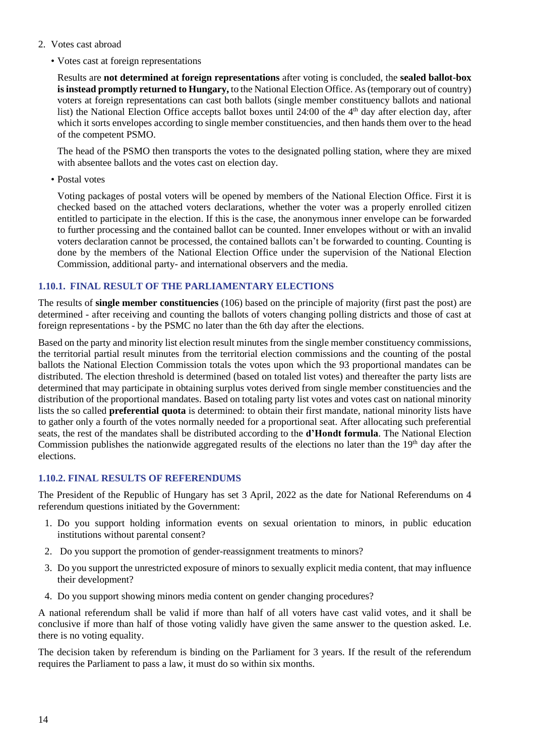2. Votes cast abroad

   - Votes cast at foreign representations

   Results are **not determined at foreign representations** after voting is concluded, the **sealed ballot-box is instead promptly returned to Hungary,** to the National Election Office. As (temporary out of country) voters at foreign representations can cast both ballots (single member constituency ballots and national list) the National Election Office accepts ballot boxes until 24:00 of the 4th day after election day, after which it sorts envelopes according to single member constituencies, and then hands them over to the head of the competent PSMO.

   The head of the PSMO then transports the votes to the designated polling station, where they are mixed with absentee ballots and the votes cast on election day.

   - Postal votes

   Voting packages of postal voters will be opened by members of the National Election Office. First it is checked based on the attached voters declarations, whether the voter was a properly enrolled citizen entitled to participate in the election. If this is the case, the anonymous inner envelope can be forwarded to further processing and the contained ballot can be counted. Inner envelopes without or with an invalid voters declaration cannot be processed, the contained ballots can't be forwarded to counting. Counting is done by the members of the National Election Office under the supervision of the National Election Commission, additional party- and international observers and the media.

### 1.10.1. FINAL RESULT OF THE PARLIAMENTARY ELECTIONS

The results of **single member constituencies** (106) based on the principle of majority (first past the post) are determined - after receiving and counting the ballots of voters changing polling districts and those of cast at foreign representations - by the PSMC no later than the 6th day after the elections.

Based on the party and minority list election result minutes from the single member constituency commissions, the territorial partial result minutes from the territorial election commissions and the counting of the postal ballots the National Election Commission totals the votes upon which the 93 proportional mandates can be distributed. The election threshold is determined (based on totaled list votes) and thereafter the party lists are determined that may participate in obtaining surplus votes derived from single member constituencies and the distribution of the proportional mandates. Based on totaling party list votes and votes cast on national minority lists the so called **preferential quota** is determined: to obtain their first mandate, national minority lists have to gather only a fourth of the votes normally needed for a proportional seat. After allocating such preferential seats, the rest of the mandates shall be distributed according to the **d'Hondt formula**. The National Election Commission publishes the nationwide aggregated results of the elections no later than the 19th day after the elections.

### 1.10.2. FINAL RESULTS OF REFERENDUMS

The President of the Republic of Hungary has set 3 April, 2022 as the date for National Referendums on 4 referendum questions initiated by the Government:

1. Do you support holding information events on sexual orientation to minors, in public education institutions without parental consent?
2. Do you support the promotion of gender-reassignment treatments to minors?
3. Do you support the unrestricted exposure of minors to sexually explicit media content, that may influence their development?
4. Do you support showing minors media content on gender changing procedures?

A national referendum shall be valid if more than half of all voters have cast valid votes, and it shall be conclusive if more than half of those voting validly have given the same answer to the question asked. I.e. there is no voting equality.

The decision taken by referendum is binding on the Parliament for 3 years. If the result of the referendum requires the Parliament to pass a law, it must do so within six months.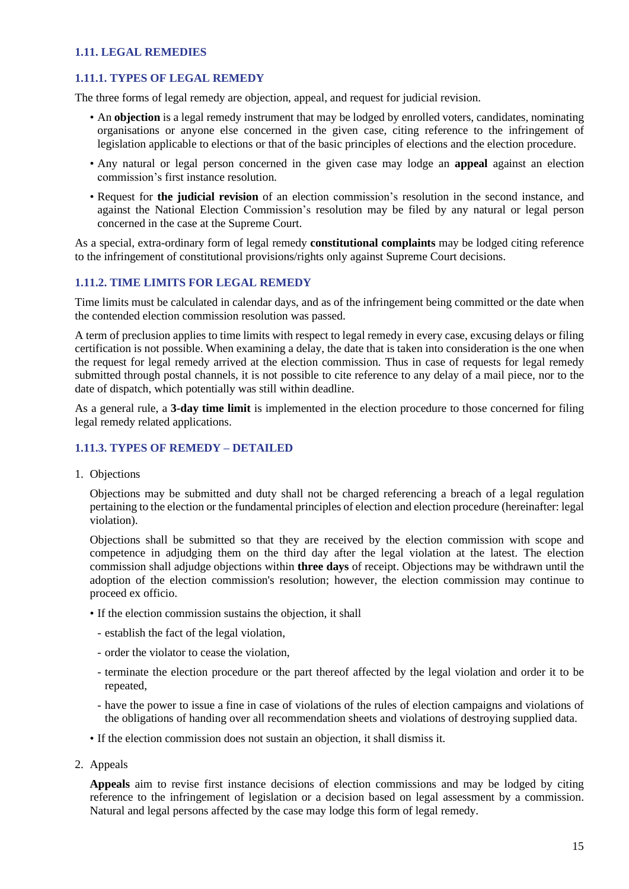### 1.11. LEGAL REMEDIES

#### 1.11.1. TYPES OF LEGAL REMEDY

The three forms of legal remedy are objection, appeal, and request for judicial revision.

- An **objection** is a legal remedy instrument that may be lodged by enrolled voters, candidates, nominating organisations or anyone else concerned in the given case, citing reference to the infringement of legislation applicable to elections or that of the basic principles of elections and the election procedure.
- Any natural or legal person concerned in the given case may lodge an **appeal** against an election commission's first instance resolution.
- Request for **the judicial revision** of an election commission's resolution in the second instance, and against the National Election Commission's resolution may be filed by any natural or legal person concerned in the case at the Supreme Court.

As a special, extra-ordinary form of legal remedy **constitutional complaints** may be lodged citing reference to the infringement of constitutional provisions/rights only against Supreme Court decisions.

#### 1.11.2. TIME LIMITS FOR LEGAL REMEDY

Time limits must be calculated in calendar days, and as of the infringement being committed or the date when the contended election commission resolution was passed.

A term of preclusion applies to time limits with respect to legal remedy in every case, excusing delays or filing certification is not possible. When examining a delay, the date that is taken into consideration is the one when the request for legal remedy arrived at the election commission. Thus in case of requests for legal remedy submitted through postal channels, it is not possible to cite reference to any delay of a mail piece, nor to the date of dispatch, which potentially was still within deadline.

As a general rule, a **3-day time limit** is implemented in the election procedure to those concerned for filing legal remedy related applications.

#### 1.11.3. TYPES OF REMEDY – DETAILED

1. Objections

   Objections may be submitted and duty shall not be charged referencing a breach of a legal regulation pertaining to the election or the fundamental principles of election and election procedure (hereinafter: legal violation).

   Objections shall be submitted so that they are received by the election commission with scope and competence in adjudging them on the third day after the legal violation at the latest. The election commission shall adjudge objections within **three days** of receipt. Objections may be withdrawn until the adoption of the election commission's resolution; however, the election commission may continue to proceed ex officio.

   - If the election commission sustains the objection, it shall
     - establish the fact of the legal violation,
     - order the violator to cease the violation,
     - terminate the election procedure or the part thereof affected by the legal violation and order it to be repeated,
     - have the power to issue a fine in case of violations of the rules of election campaigns and violations of the obligations of handing over all recommendation sheets and violations of destroying supplied data.
   - If the election commission does not sustain an objection, it shall dismiss it.

2. Appeals

   **Appeals** aim to revise first instance decisions of election commissions and may be lodged by citing reference to the infringement of legislation or a decision based on legal assessment by a commission. Natural and legal persons affected by the case may lodge this form of legal remedy.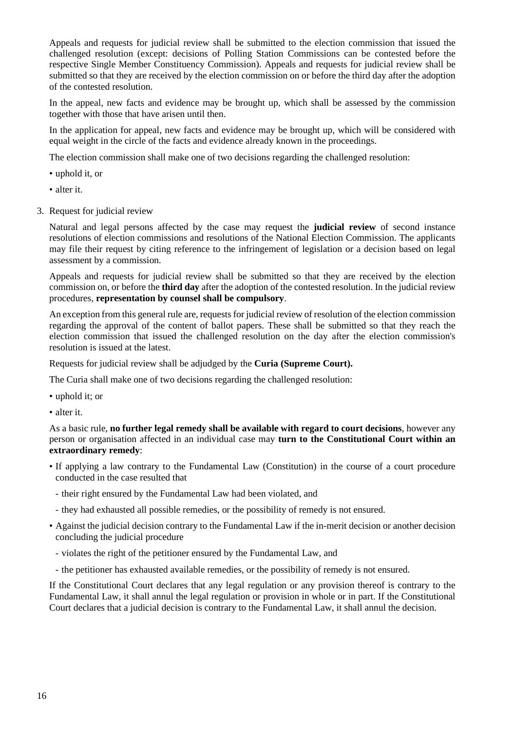Appeals and requests for judicial review shall be submitted to the election commission that issued the challenged resolution (except: decisions of Polling Station Commissions can be contested before the respective Single Member Constituency Commission). Appeals and requests for judicial review shall be submitted so that they are received by the election commission on or before the third day after the adoption of the contested resolution.

In the appeal, new facts and evidence may be brought up, which shall be assessed by the commission together with those that have arisen until then.

In the application for appeal, new facts and evidence may be brought up, which will be considered with equal weight in the circle of the facts and evidence already known in the proceedings.

The election commission shall make one of two decisions regarding the challenged resolution:

- uphold it, or
- alter it.

3. Request for judicial review

Natural and legal persons affected by the case may request the **judicial review** of second instance resolutions of election commissions and resolutions of the National Election Commission. The applicants may file their request by citing reference to the infringement of legislation or a decision based on legal assessment by a commission.

Appeals and requests for judicial review shall be submitted so that they are received by the election commission on, or before the **third day** after the adoption of the contested resolution. In the judicial review procedures, **representation by counsel shall be compulsory**.

An exception from this general rule are, requests for judicial review of resolution of the election commission regarding the approval of the content of ballot papers. These shall be submitted so that they reach the election commission that issued the challenged resolution on the day after the election commission's resolution is issued at the latest.

Requests for judicial review shall be adjudged by the **Curia (Supreme Court).**

The Curia shall make one of two decisions regarding the challenged resolution:

- uphold it; or
- alter it.

As a basic rule, **no further legal remedy shall be available with regard to court decisions**, however any person or organisation affected in an individual case may **turn to the Constitutional Court within an extraordinary remedy**:

- If applying a law contrary to the Fundamental Law (Constitution) in the course of a court procedure conducted in the case resulted that
  - their right ensured by the Fundamental Law had been violated, and
  - they had exhausted all possible remedies, or the possibility of remedy is not ensured.
- Against the judicial decision contrary to the Fundamental Law if the in-merit decision or another decision concluding the judicial procedure
  - violates the right of the petitioner ensured by the Fundamental Law, and
  - the petitioner has exhausted available remedies, or the possibility of remedy is not ensured.

If the Constitutional Court declares that any legal regulation or any provision thereof is contrary to the Fundamental Law, it shall annul the legal regulation or provision in whole or in part. If the Constitutional Court declares that a judicial decision is contrary to the Fundamental Law, it shall annul the decision.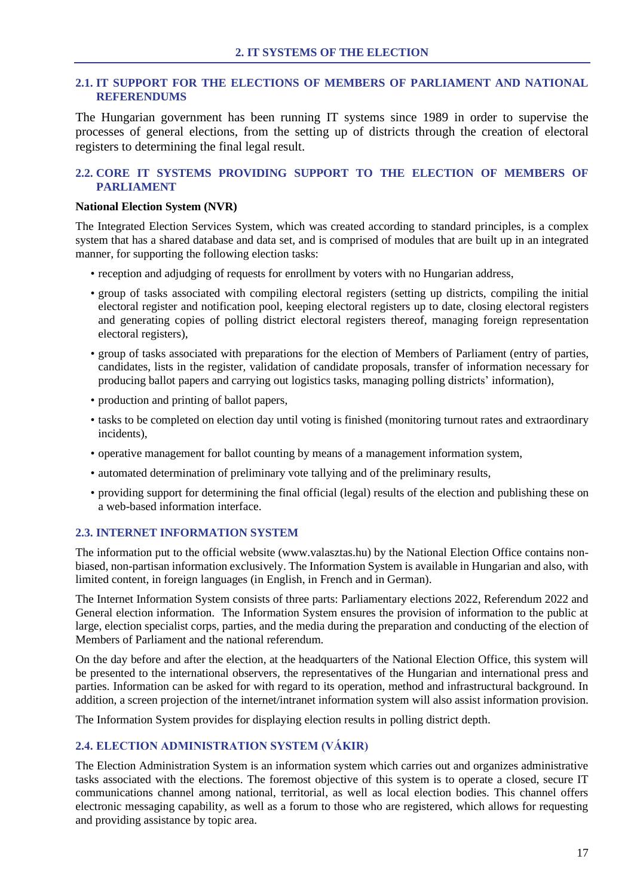# 2. IT SYSTEMS OF THE ELECTION

## 2.1. IT SUPPORT FOR THE ELECTIONS OF MEMBERS OF PARLIAMENT AND NATIONAL REFERENDUMS

The Hungarian government has been running IT systems since 1989 in order to supervise the processes of general elections, from the setting up of districts through the creation of electoral registers to determining the final legal result.

## 2.2. CORE IT SYSTEMS PROVIDING SUPPORT TO THE ELECTION OF MEMBERS OF PARLIAMENT

**National Election System (NVR)**

The Integrated Election Services System, which was created according to standard principles, is a complex system that has a shared database and data set, and is comprised of modules that are built up in an integrated manner, for supporting the following election tasks:

- reception and adjudging of requests for enrollment by voters with no Hungarian address,
- group of tasks associated with compiling electoral registers (setting up districts, compiling the initial electoral register and notification pool, keeping electoral registers up to date, closing electoral registers and generating copies of polling district electoral registers thereof, managing foreign representation electoral registers),
- group of tasks associated with preparations for the election of Members of Parliament (entry of parties, candidates, lists in the register, validation of candidate proposals, transfer of information necessary for producing ballot papers and carrying out logistics tasks, managing polling districts' information),
- production and printing of ballot papers,
- tasks to be completed on election day until voting is finished (monitoring turnout rates and extraordinary incidents),
- operative management for ballot counting by means of a management information system,
- automated determination of preliminary vote tallying and of the preliminary results,
- providing support for determining the final official (legal) results of the election and publishing these on a web-based information interface.

## 2.3. INTERNET INFORMATION SYSTEM

The information put to the official website (www.valasztas.hu) by the National Election Office contains non-biased, non-partisan information exclusively. The Information System is available in Hungarian and also, with limited content, in foreign languages (in English, in French and in German).

The Internet Information System consists of three parts: Parliamentary elections 2022, Referendum 2022 and General election information. The Information System ensures the provision of information to the public at large, election specialist corps, parties, and the media during the preparation and conducting of the election of Members of Parliament and the national referendum.

On the day before and after the election, at the headquarters of the National Election Office, this system will be presented to the international observers, the representatives of the Hungarian and international press and parties. Information can be asked for with regard to its operation, method and infrastructural background. In addition, a screen projection of the internet/intranet information system will also assist information provision.

The Information System provides for displaying election results in polling district depth.

## 2.4. ELECTION ADMINISTRATION SYSTEM (VÁKIR)

The Election Administration System is an information system which carries out and organizes administrative tasks associated with the elections. The foremost objective of this system is to operate a closed, secure IT communications channel among national, territorial, as well as local election bodies. This channel offers electronic messaging capability, as well as a forum to those who are registered, which allows for requesting and providing assistance by topic area.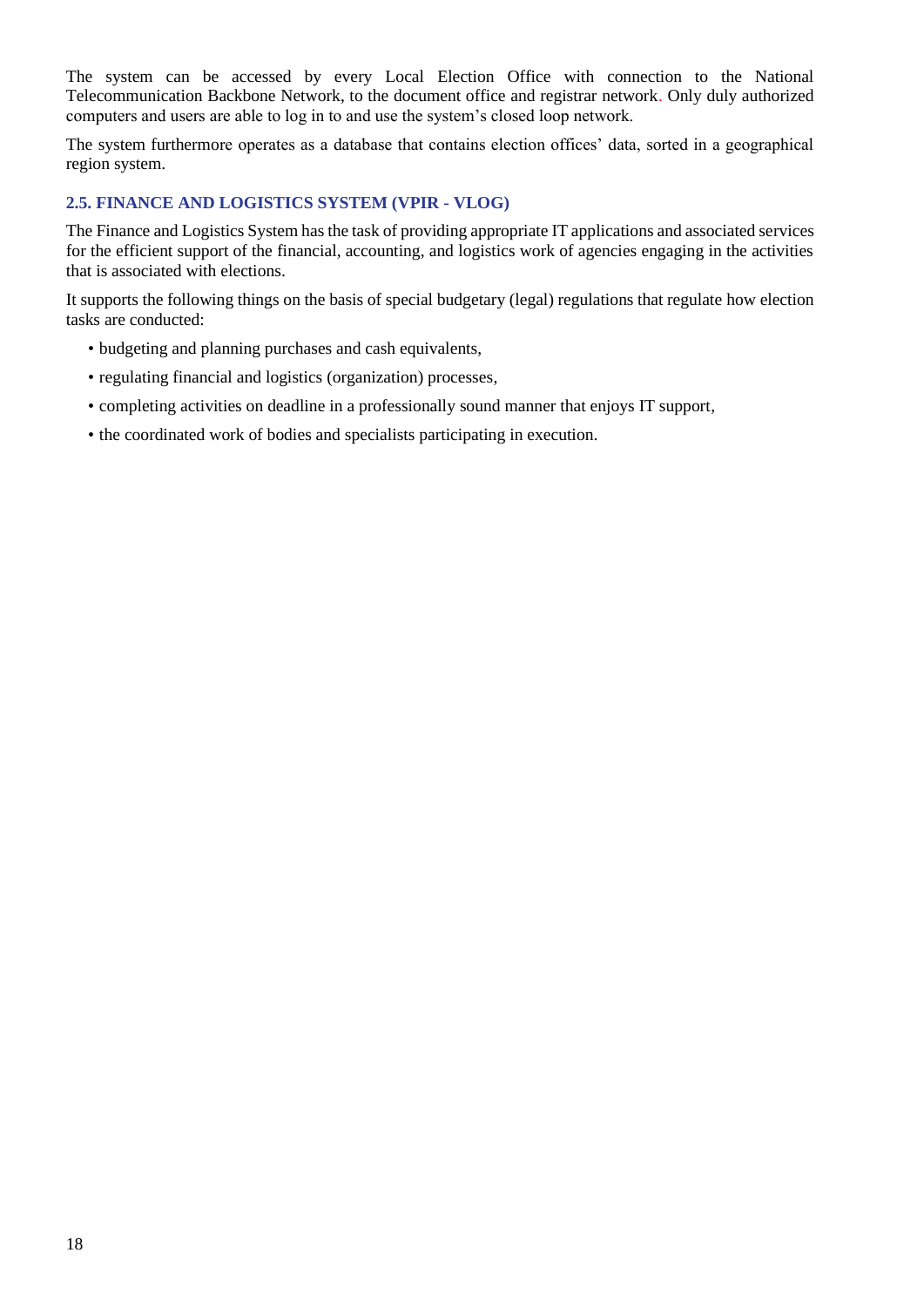The system can be accessed by every Local Election Office with connection to the National Telecommunication Backbone Network, to the document office and registrar network. Only duly authorized computers and users are able to log in to and use the system's closed loop network.

The system furthermore operates as a database that contains election offices' data, sorted in a geographical region system.

### 2.5. FINANCE AND LOGISTICS SYSTEM (VPIR - VLOG)

The Finance and Logistics System has the task of providing appropriate IT applications and associated services for the efficient support of the financial, accounting, and logistics work of agencies engaging in the activities that is associated with elections.

It supports the following things on the basis of special budgetary (legal) regulations that regulate how election tasks are conducted:

- budgeting and planning purchases and cash equivalents,
- regulating financial and logistics (organization) processes,
- completing activities on deadline in a professionally sound manner that enjoys IT support,
- the coordinated work of bodies and specialists participating in execution.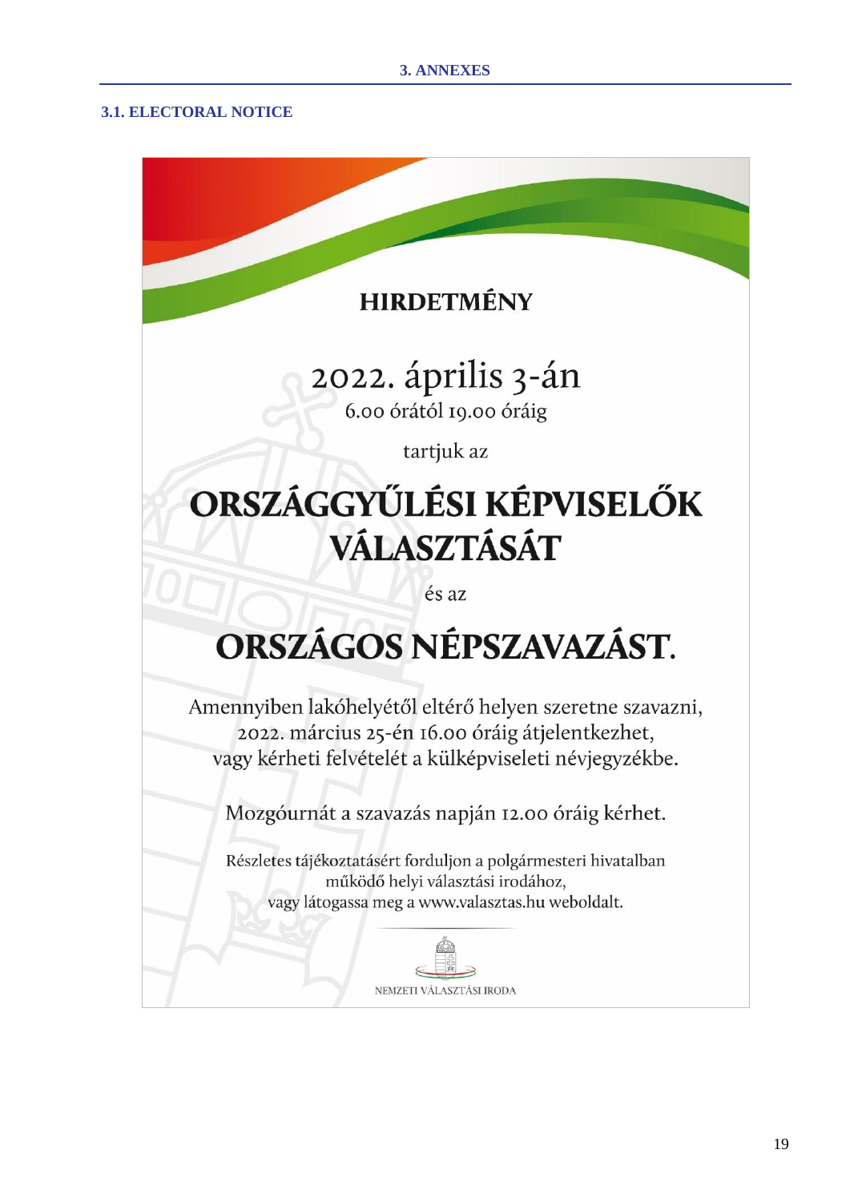# 3. ANNEXES

## 3.1. ELECTORAL NOTICE

**HIRDETMÉNY**

2022. április 3-án
6.00 órától 19.00 óráig

tartjuk az

**ORSZÁGGYŰLÉSI KÉPVISELŐK VÁLASZTÁSÁT**

és az

**ORSZÁGOS NÉPSZAVAZÁST.**

Amennyiben lakóhelyétől eltérő helyen szeretne szavazni,
2022. március 25-én 16.00 óráig átjelentkezhet,
vagy kérheti felvételét a külképviseleti névjegyzékbe.

Mozgóurnát a szavazás napján 12.00 óráig kérhet.

Részletes tájékoztatásért forduljon a polgármesteri hivatalban
működő helyi választási irodához,
vagy látogassa meg a www.valasztas.hu weboldalt.

NEMZETI VÁLASZTÁSI IRODA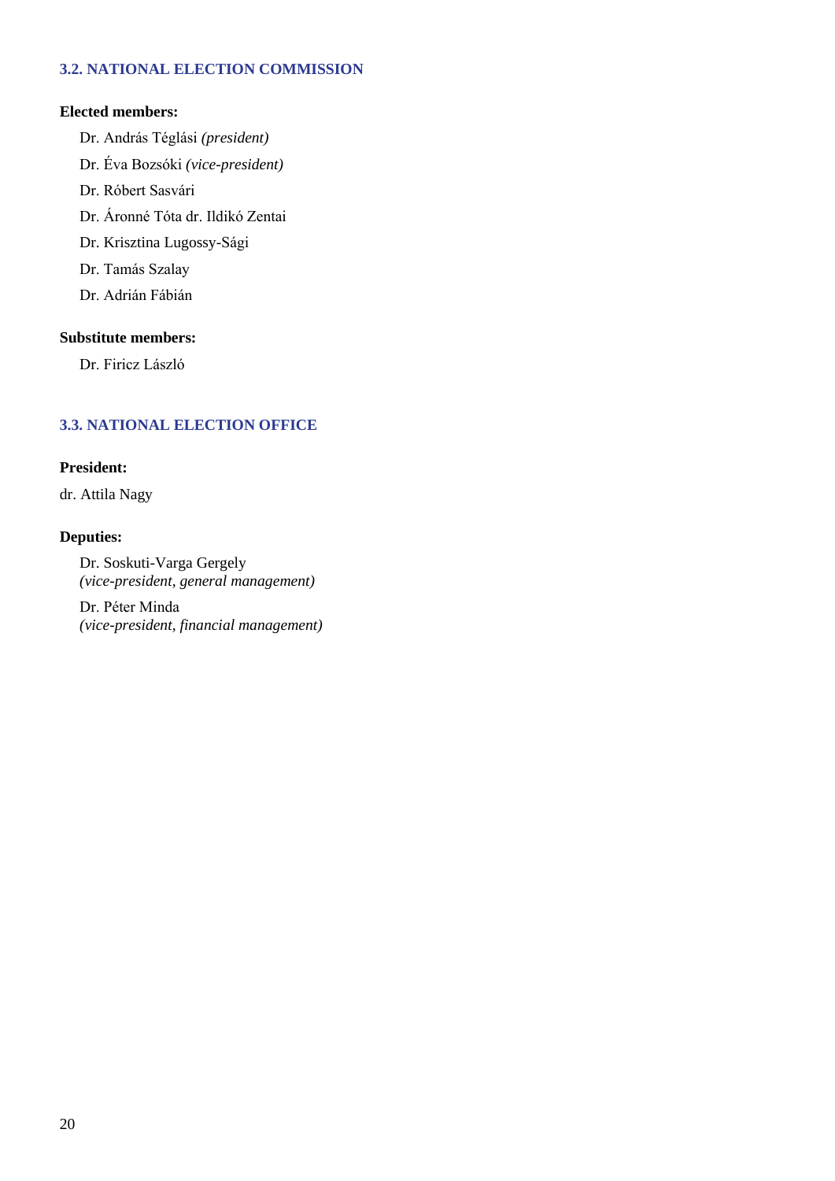### 3.2. NATIONAL ELECTION COMMISSION

**Elected members:**

Dr. András Téglási *(president)*

Dr. Éva Bozsóki *(vice-president)*

Dr. Róbert Sasvári

Dr. Áronné Tóta dr. Ildikó Zentai

Dr. Krisztina Lugossy-Sági

Dr. Tamás Szalay

Dr. Adrián Fábián

**Substitute members:**

Dr. Firicz László

### 3.3. NATIONAL ELECTION OFFICE

**President:**

dr. Attila Nagy

**Deputies:**

Dr. Soskuti-Varga Gergely
*(vice-president, general management)*

Dr. Péter Minda
*(vice-president, financial management)*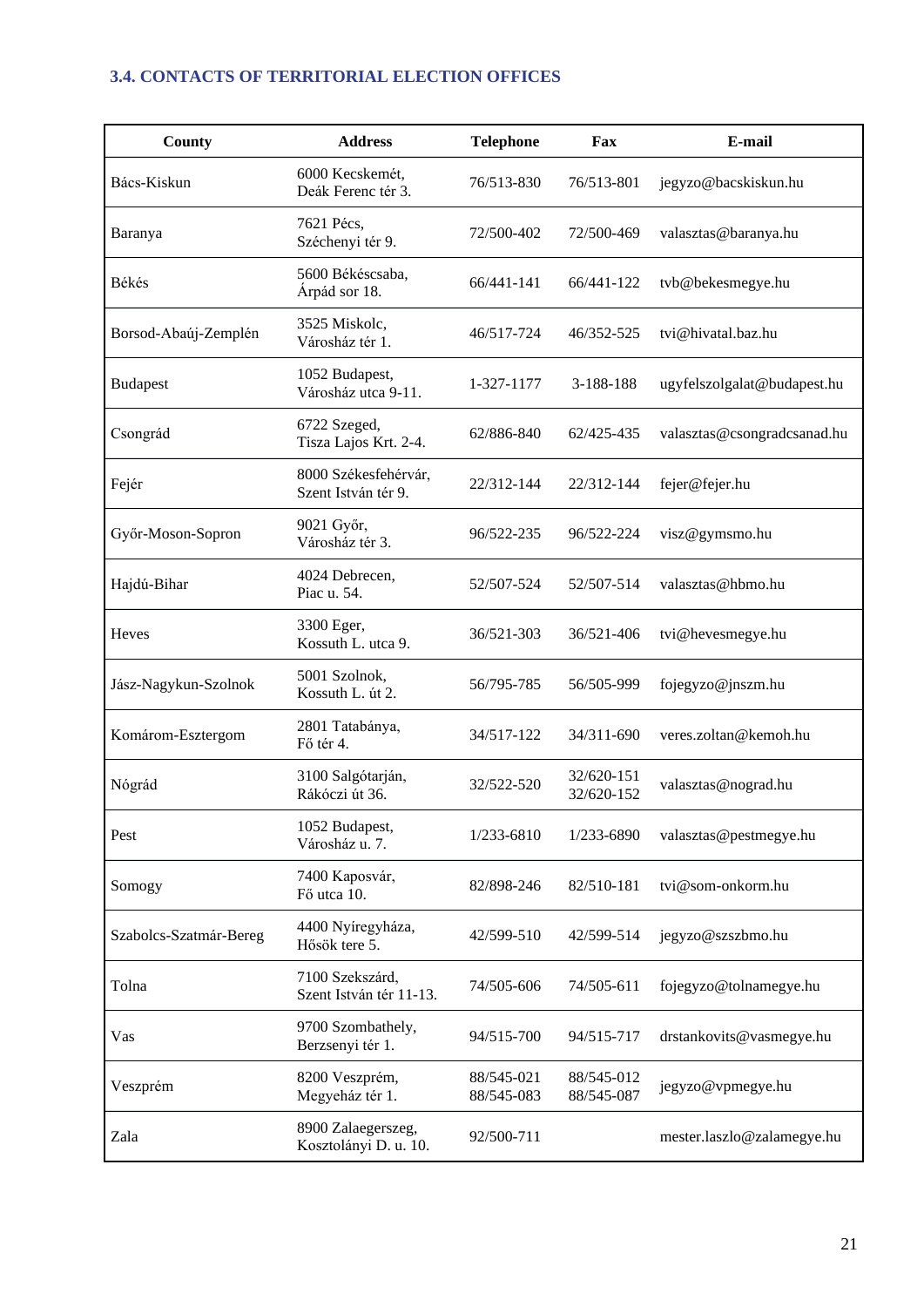### 3.4. CONTACTS OF TERRITORIAL ELECTION OFFICES

| County | Address | Telephone | Fax | E-mail |
|---|---|---|---|---|
| Bács-Kiskun | 6000 Kecskemét, Deák Ferenc tér 3. | 76/513-830 | 76/513-801 | jegyzo@bacskiskun.hu |
| Baranya | 7621 Pécs, Széchenyi tér 9. | 72/500-402 | 72/500-469 | valasztas@baranya.hu |
| Békés | 5600 Békéscsaba, Árpád sor 18. | 66/441-141 | 66/441-122 | tvb@bekesmegye.hu |
| Borsod-Abaúj-Zemplén | 3525 Miskolc, Városház tér 1. | 46/517-724 | 46/352-525 | tvi@hivatal.baz.hu |
| Budapest | 1052 Budapest, Városház utca 9-11. | 1-327-1177 | 3-188-188 | ugyfelszolgalat@budapest.hu |
| Csongrád | 6722 Szeged, Tisza Lajos Krt. 2-4. | 62/886-840 | 62/425-435 | valasztas@csongradcsanad.hu |
| Fejér | 8000 Székesfehérvár, Szent István tér 9. | 22/312-144 | 22/312-144 | fejer@fejer.hu |
| Győr-Moson-Sopron | 9021 Győr, Városház tér 3. | 96/522-235 | 96/522-224 | visz@gymsmo.hu |
| Hajdú-Bihar | 4024 Debrecen, Piac u. 54. | 52/507-524 | 52/507-514 | valasztas@hbmo.hu |
| Heves | 3300 Eger, Kossuth L. utca 9. | 36/521-303 | 36/521-406 | tvi@hevesmegye.hu |
| Jász-Nagykun-Szolnok | 5001 Szolnok, Kossuth L. út 2. | 56/795-785 | 56/505-999 | fojegyzo@jnszm.hu |
| Komárom-Esztergom | 2801 Tatabánya, Fő tér 4. | 34/517-122 | 34/311-690 | veres.zoltan@kemoh.hu |
| Nógrád | 3100 Salgótarján, Rákóczi út 36. | 32/522-520 | 32/620-151 32/620-152 | valasztas@nograd.hu |
| Pest | 1052 Budapest, Városház u. 7. | 1/233-6810 | 1/233-6890 | valasztas@pestmegye.hu |
| Somogy | 7400 Kaposvár, Fő utca 10. | 82/898-246 | 82/510-181 | tvi@som-onkorm.hu |
| Szabolcs-Szatmár-Bereg | 4400 Nyíregyháza, Hősök tere 5. | 42/599-510 | 42/599-514 | jegyzo@szszbmo.hu |
| Tolna | 7100 Szekszárd, Szent István tér 11-13. | 74/505-606 | 74/505-611 | fojegyzo@tolnamegye.hu |
| Vas | 9700 Szombathely, Berzsenyi tér 1. | 94/515-700 | 94/515-717 | drstankovits@vasmegye.hu |
| Veszprém | 8200 Veszprém, Megyeház tér 1. | 88/545-021 88/545-083 | 88/545-012 88/545-087 | jegyzo@vpmegye.hu |
| Zala | 8900 Zalaegerszeg, Kosztolányi D. u. 10. | 92/500-711 | | mester.laszlo@zalamegye.hu |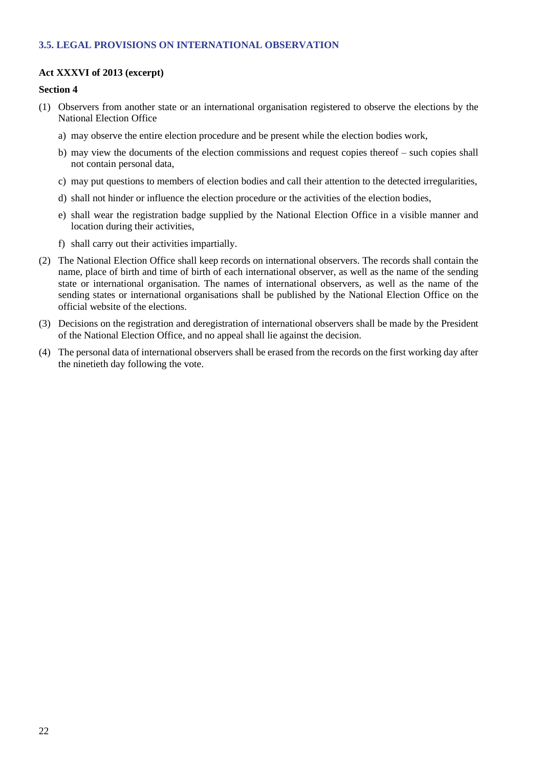### 3.5. LEGAL PROVISIONS ON INTERNATIONAL OBSERVATION

**Act XXXVI of 2013 (excerpt)**

**Section 4**

(1) Observers from another state or an international organisation registered to observe the elections by the National Election Office

a) may observe the entire election procedure and be present while the election bodies work,

b) may view the documents of the election commissions and request copies thereof – such copies shall not contain personal data,

c) may put questions to members of election bodies and call their attention to the detected irregularities,

d) shall not hinder or influence the election procedure or the activities of the election bodies,

e) shall wear the registration badge supplied by the National Election Office in a visible manner and location during their activities,

f) shall carry out their activities impartially.

(2) The National Election Office shall keep records on international observers. The records shall contain the name, place of birth and time of birth of each international observer, as well as the name of the sending state or international organisation. The names of international observers, as well as the name of the sending states or international organisations shall be published by the National Election Office on the official website of the elections.

(3) Decisions on the registration and deregistration of international observers shall be made by the President of the National Election Office, and no appeal shall lie against the decision.

(4) The personal data of international observers shall be erased from the records on the first working day after the ninetieth day following the vote.